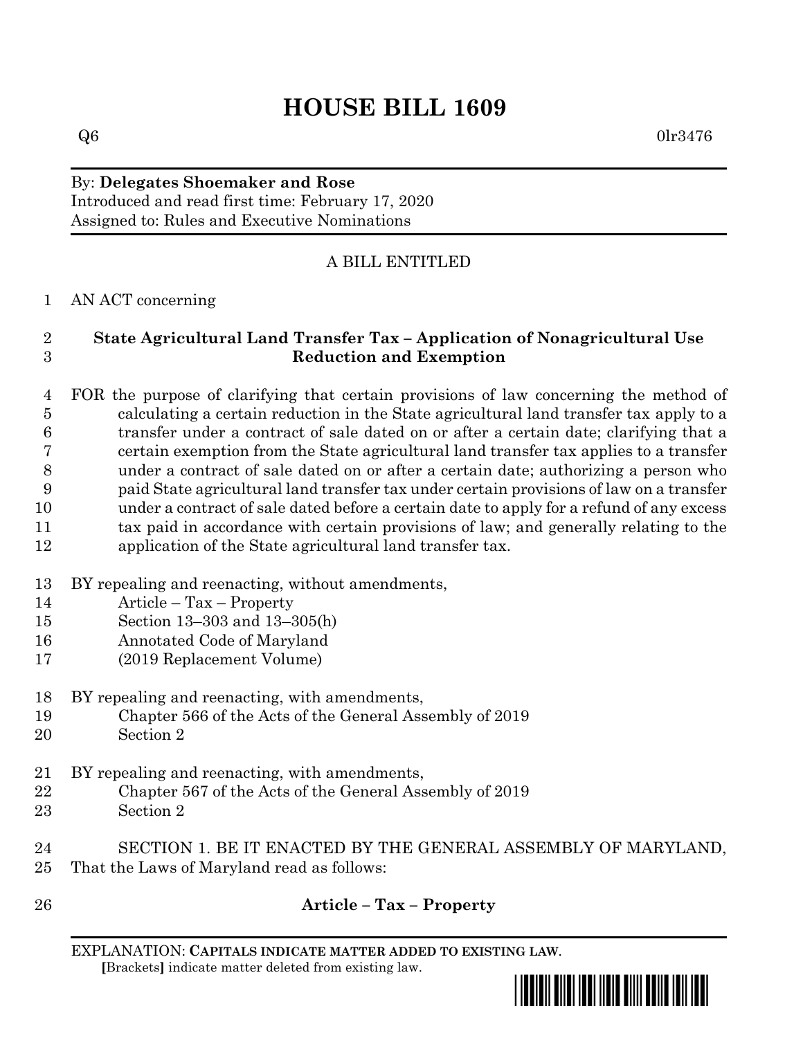# HOUSE BILL 1609

Q6 0lr3476

By: **Delegates Shoemaker and Rose**
Introduced and read first time: February 17, 2020
Assigned to: Rules and Executive Nominations

A BILL ENTITLED

1 AN ACT concerning

2 **State Agricultural Land Transfer Tax – Application of Nonagricultural Use**
3 **Reduction and Exemption**

4 FOR the purpose of clarifying that certain provisions of law concerning the method of
5 calculating a certain reduction in the State agricultural land transfer tax apply to a
6 transfer under a contract of sale dated on or after a certain date; clarifying that a
7 certain exemption from the State agricultural land transfer tax applies to a transfer
8 under a contract of sale dated on or after a certain date; authorizing a person who
9 paid State agricultural land transfer tax under certain provisions of law on a transfer
10 under a contract of sale dated before a certain date to apply for a refund of any excess
11 tax paid in accordance with certain provisions of law; and generally relating to the
12 application of the State agricultural land transfer tax.

13 BY repealing and reenacting, without amendments,
14 Article – Tax – Property
15 Section 13–303 and 13–305(h)
16 Annotated Code of Maryland
17 (2019 Replacement Volume)

18 BY repealing and reenacting, with amendments,
19 Chapter 566 of the Acts of the General Assembly of 2019
20 Section 2

21 BY repealing and reenacting, with amendments,
22 Chapter 567 of the Acts of the General Assembly of 2019
23 Section 2

24 SECTION 1. BE IT ENACTED BY THE GENERAL ASSEMBLY OF MARYLAND,
25 That the Laws of Maryland read as follows:

26 **Article – Tax – Property**

EXPLANATION: **CAPITALS INDICATE MATTER ADDED TO EXISTING LAW**.
**[**Brackets**]** indicate matter deleted from existing law.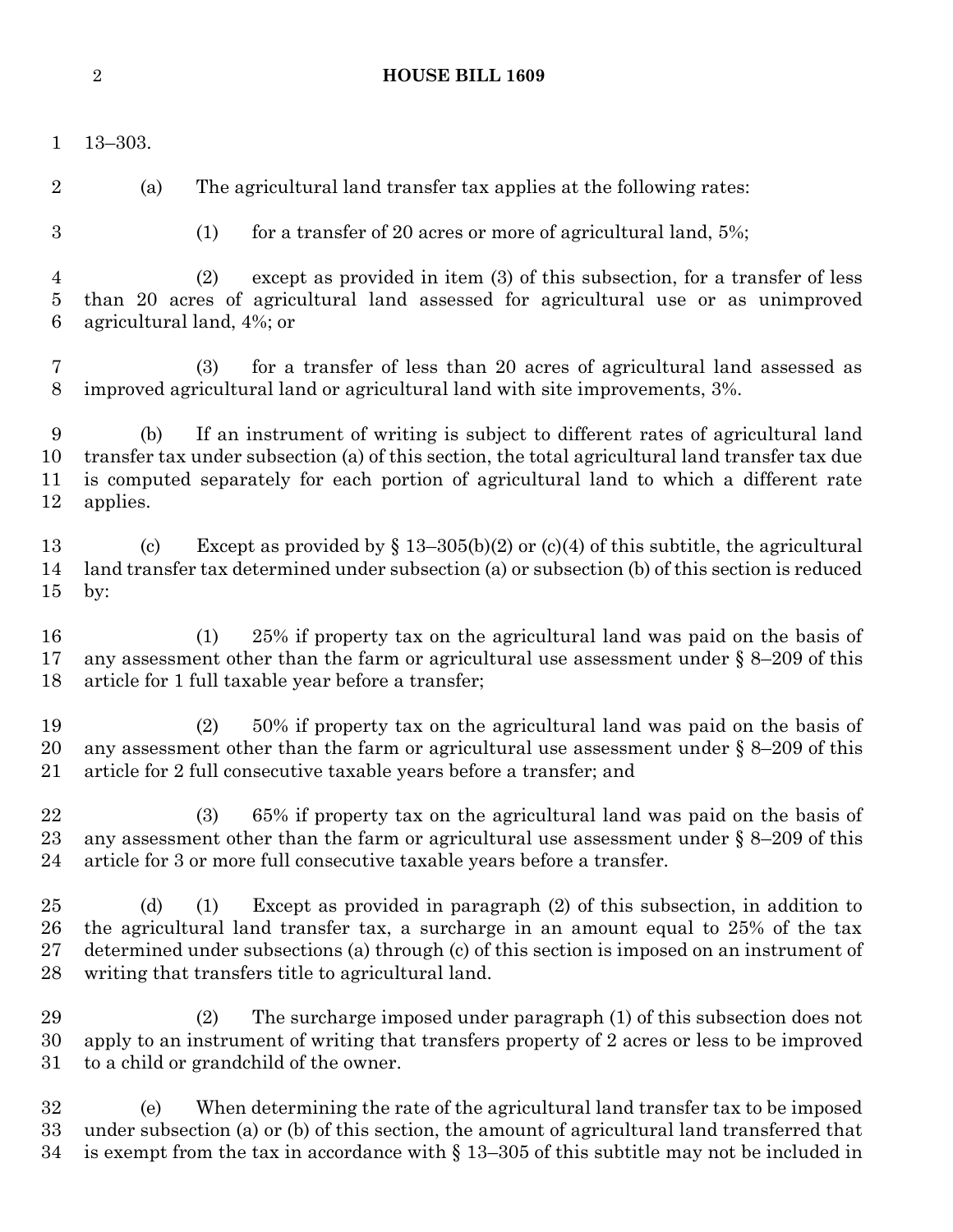13–303.

(a) The agricultural land transfer tax applies at the following rates:

(1) for a transfer of 20 acres or more of agricultural land, 5%;

(2) except as provided in item (3) of this subsection, for a transfer of less than 20 acres of agricultural land assessed for agricultural use or as unimproved agricultural land, 4%; or

(3) for a transfer of less than 20 acres of agricultural land assessed as improved agricultural land or agricultural land with site improvements, 3%.

(b) If an instrument of writing is subject to different rates of agricultural land transfer tax under subsection (a) of this section, the total agricultural land transfer tax due is computed separately for each portion of agricultural land to which a different rate applies.

(c) Except as provided by § 13–305(b)(2) or (c)(4) of this subtitle, the agricultural land transfer tax determined under subsection (a) or subsection (b) of this section is reduced by:

(1) 25% if property tax on the agricultural land was paid on the basis of any assessment other than the farm or agricultural use assessment under § 8–209 of this article for 1 full taxable year before a transfer;

(2) 50% if property tax on the agricultural land was paid on the basis of any assessment other than the farm or agricultural use assessment under § 8–209 of this article for 2 full consecutive taxable years before a transfer; and

(3) 65% if property tax on the agricultural land was paid on the basis of any assessment other than the farm or agricultural use assessment under § 8–209 of this article for 3 or more full consecutive taxable years before a transfer.

(d) (1) Except as provided in paragraph (2) of this subsection, in addition to the agricultural land transfer tax, a surcharge in an amount equal to 25% of the tax determined under subsections (a) through (c) of this section is imposed on an instrument of writing that transfers title to agricultural land.

(2) The surcharge imposed under paragraph (1) of this subsection does not apply to an instrument of writing that transfers property of 2 acres or less to be improved to a child or grandchild of the owner.

(e) When determining the rate of the agricultural land transfer tax to be imposed under subsection (a) or (b) of this section, the amount of agricultural land transferred that is exempt from the tax in accordance with § 13–305 of this subtitle may not be included in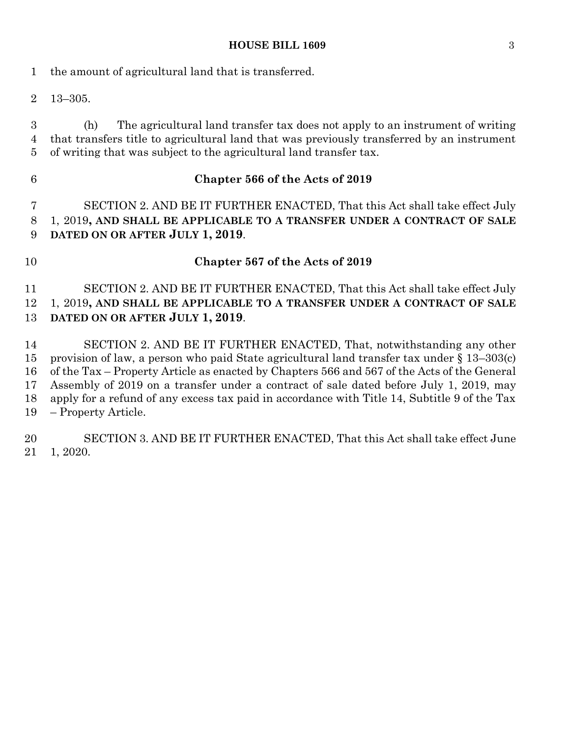the amount of agricultural land that is transferred.

13–305.

(h) The agricultural land transfer tax does not apply to an instrument of writing that transfers title to agricultural land that was previously transferred by an instrument of writing that was subject to the agricultural land transfer tax.

**Chapter 566 of the Acts of 2019**

SECTION 2. AND BE IT FURTHER ENACTED, That this Act shall take effect July 1, 2019**, AND SHALL BE APPLICABLE TO A TRANSFER UNDER A CONTRACT OF SALE DATED ON OR AFTER JULY 1, 2019**.

**Chapter 567 of the Acts of 2019**

SECTION 2. AND BE IT FURTHER ENACTED, That this Act shall take effect July 1, 2019**, AND SHALL BE APPLICABLE TO A TRANSFER UNDER A CONTRACT OF SALE DATED ON OR AFTER JULY 1, 2019**.

SECTION 2. AND BE IT FURTHER ENACTED, That, notwithstanding any other provision of law, a person who paid State agricultural land transfer tax under § 13–303(c) of the Tax – Property Article as enacted by Chapters 566 and 567 of the Acts of the General Assembly of 2019 on a transfer under a contract of sale dated before July 1, 2019, may apply for a refund of any excess tax paid in accordance with Title 14, Subtitle 9 of the Tax – Property Article.

SECTION 3. AND BE IT FURTHER ENACTED, That this Act shall take effect June 1, 2020.